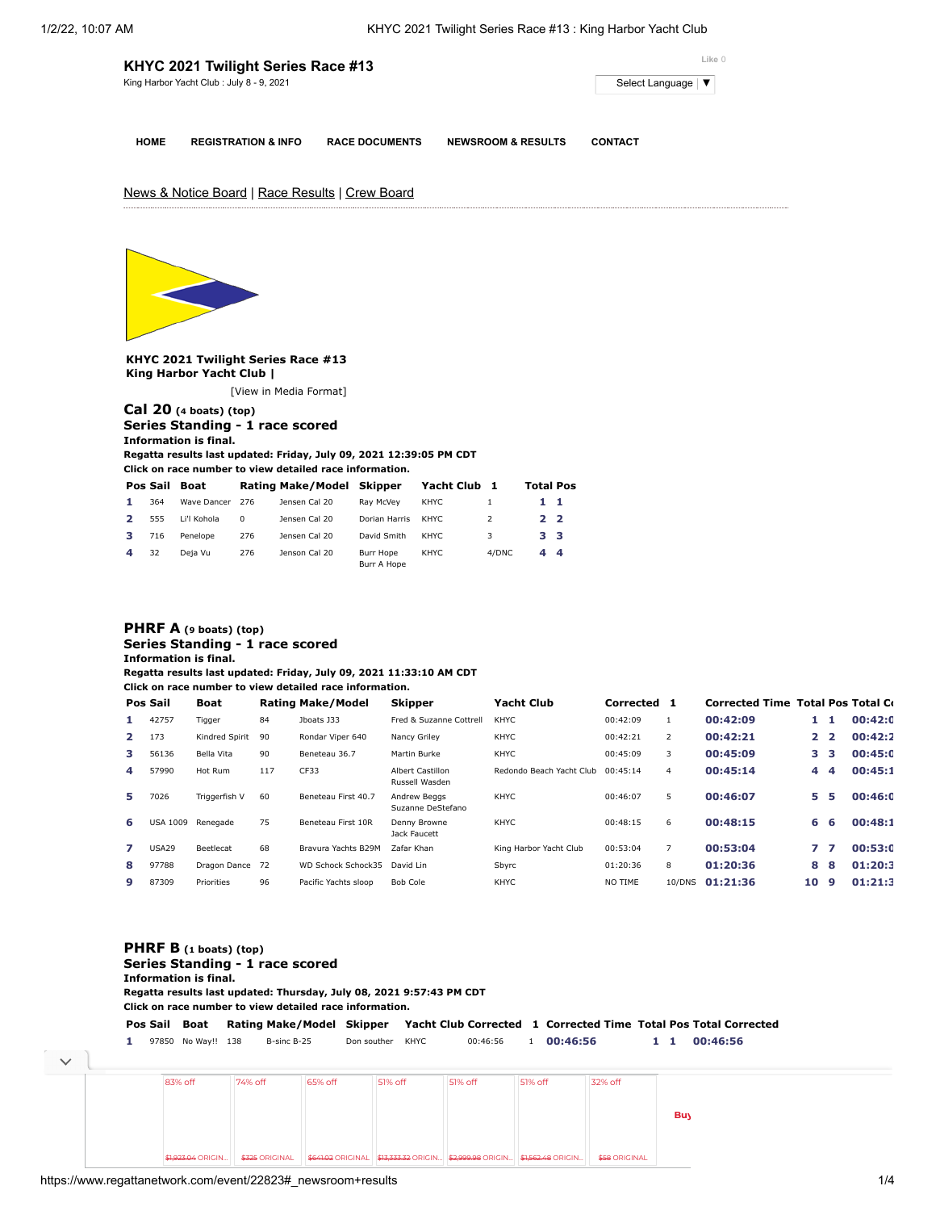# KHYC 2021 Twilight Series Race #13

King Harbor Yacht Club : July 8 - 9, 2021

Like 0

Select Language ▼

HOME REGISTRATION & INFO RACE DOCUMENTS NEWSROOM & RESULTS CONTACT

News & Notice Board | Race Results | Crew Board

**KHYC 2021 Twilight Series Race #13**
**King Harbor Yacht Club |**

[View in Media Format]

## Cal 20 (4 boats) (top)

**Series Standing - 1 race scored**
**Information is final.**
**Regatta results last updated: Friday, July 09, 2021 12:39:05 PM CDT**
**Click on race number to view detailed race information.**

| Pos | Sail | Boat | Rating | Make/Model | Skipper | Yacht Club | 1 | Total | Pos |
|---|---|---|---|---|---|---|---|---|---|
| 1 | 364 | Wave Dancer | 276 | Jensen Cal 20 | Ray McVey | KHYC | 1 | 1 | 1 |
| 2 | 555 | Li'l Kohola | 0 | Jensen Cal 20 | Dorian Harris | KHYC | 2 | 2 | 2 |
| 3 | 716 | Penelope | 276 | Jensen Cal 20 | David Smith | KHYC | 3 | 3 | 3 |
| 4 | 32 | Deja Vu | 276 | Jenson Cal 20 | Burr Hope Burr A Hope | KHYC | 4/DNC | 4 | 4 |

## PHRF A (9 boats) (top)

**Series Standing - 1 race scored**
**Information is final.**
**Regatta results last updated: Friday, July 09, 2021 11:33:10 AM CDT**
**Click on race number to view detailed race information.**

| Pos | Sail | Boat | Rating | Make/Model | Skipper | Yacht Club | Corrected | 1 | Corrected Time | Total | Pos | Total Co |
|---|---|---|---|---|---|---|---|---|---|---|---|---|
| 1 | 42757 | Tigger | 84 | Jboats J33 | Fred & Suzanne Cottrell | KHYC | 00:42:09 | 1 | 00:42:09 | 1 | 1 | 00:42:0 |
| 2 | 173 | Kindred Spirit | 90 | Rondar Viper 640 | Nancy Griley | KHYC | 00:42:21 | 2 | 00:42:21 | 2 | 2 | 00:42:2 |
| 3 | 56136 | Bella Vita | 90 | Beneteau 36.7 | Martin Burke | KHYC | 00:45:09 | 3 | 00:45:09 | 3 | 3 | 00:45:0 |
| 4 | 57990 | Hot Rum | 117 | CF33 | Albert Castillon Russell Wasden | Redondo Beach Yacht Club | 00:45:14 | 4 | 00:45:14 | 4 | 4 | 00:45:1 |
| 5 | 7026 | Triggerfish V | 60 | Beneteau First 40.7 | Andrew Beggs Suzanne DeStefano | KHYC | 00:46:07 | 5 | 00:46:07 | 5 | 5 | 00:46:0 |
| 6 | USA 1009 | Renegade | 75 | Beneteau First 10R | Denny Browne Jack Faucett | KHYC | 00:48:15 | 6 | 00:48:15 | 6 | 6 | 00:48:1 |
| 7 | USA29 | Beetlecat | 68 | Bravura Yachts B29M | Zafar Khan | King Harbor Yacht Club | 00:53:04 | 7 | 00:53:04 | 7 | 7 | 00:53:0 |
| 8 | 97788 | Dragon Dance | 72 | WD Schock Schock35 | David Lin | Sbyrc | 01:20:36 | 8 | 01:20:36 | 8 | 8 | 01:20:3 |
| 9 | 87309 | Priorities | 96 | Pacific Yachts sloop | Bob Cole | KHYC | NO TIME | 10/DNS | 01:21:36 | 10 | 9 | 01:21:3 |

## PHRF B (1 boats) (top)

**Series Standing - 1 race scored**
**Information is final.**
**Regatta results last updated: Thursday, July 08, 2021 9:57:43 PM CDT**
**Click on race number to view detailed race information.**

| Pos | Sail | Boat | Rating | Make/Model | Skipper | Yacht Club | Corrected | 1 | Corrected Time | Total | Pos | Total Corrected |
|---|---|---|---|---|---|---|---|---|---|---|---|---|
| 1 | 97850 | No Way!! | 138 | B-sinc B-25 | Don southern | KHYC | 00:46:56 | 1 | 00:46:56 | 1 | 1 | 00:46:56 |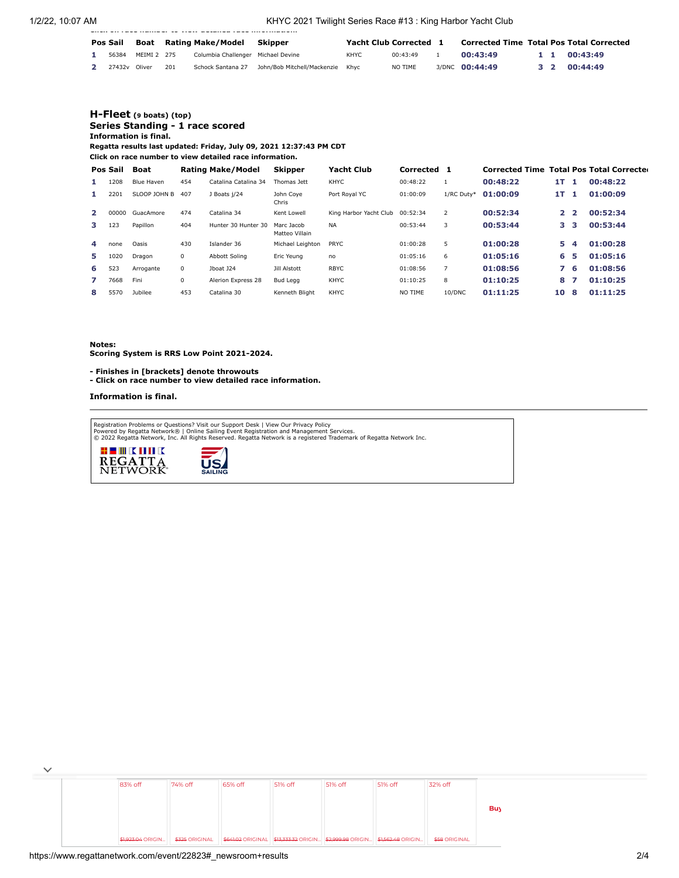| Pos | Sail | Boat | Rating | Make/Model | Skipper | Yacht Club | Corrected | 1 | Corrected Time | Total | Pos | Total Corrected |
|---|---|---|---|---|---|---|---|---|---|---|---|---|
| 1 | 56384 | MEIMI 2 | 275 | Columbia Challenger | Michael Devine | KHYC | 00:43:49 | 1 | 00:43:49 | 1 | 1 | 00:43:49 |
| 2 | 27432v | Oliver | 201 | Schock Santana 27 | John/Bob Mitchell/Mackenzie | Khyc | NO TIME | 3/DNC | 00:44:49 | 3 | 2 | 00:44:49 |

## H-Fleet (9 boats) (top)

**Series Standing - 1 race scored**

**Information is final.**

**Regatta results last updated: Friday, July 09, 2021 12:37:43 PM CDT**

**Click on race number to view detailed race information.**

| Pos | Sail | Boat | Rating | Make/Model | Skipper | Yacht Club | Corrected | 1 | Corrected Time | Total | Pos | Total Corrected |
|---|---|---|---|---|---|---|---|---|---|---|---|---|
| 1 | 1208 | Blue Haven | 454 | Catalina Catalina 34 | Thomas Jett | KHYC | 00:48:22 | 1 | 00:48:22 | 1T | 1 | 00:48:22 |
| 1 | 2201 | SLOOP JOHN B | 407 | J Boats j/24 | John Coye Chris | Port Royal YC | 01:00:09 | 1/RC Duty* | 01:00:09 | 1T | 1 | 01:00:09 |
| 2 | 00000 | GuacAmore | 474 | Catalina 34 | Kent Lowell | King Harbor Yacht Club | 00:52:34 | 2 | 00:52:34 | 2 | 2 | 00:52:34 |
| 3 | 123 | Papillon | 404 | Hunter 30 Hunter 30 | Marc Jacob Matteo Villain | NA | 00:53:44 | 3 | 00:53:44 | 3 | 3 | 00:53:44 |
| 4 | none | Oasis | 430 | Islander 36 | Michael Leighton | PRYC | 01:00:28 | 5 | 01:00:28 | 5 | 4 | 01:00:28 |
| 5 | 1020 | Dragon | 0 | Abbott Soling | Eric Yeung | no | 01:05:16 | 6 | 01:05:16 | 6 | 5 | 01:05:16 |
| 6 | 523 | Arrogante | 0 | Jboat J24 | Jill Alstott | RBYC | 01:08:56 | 7 | 01:08:56 | 7 | 6 | 01:08:56 |
| 7 | 7668 | Fini | 0 | Alerion Express 28 | Bud Legg | KHYC | 01:10:25 | 8 | 01:10:25 | 8 | 7 | 01:10:25 |
| 8 | 5570 | Jubilee | 453 | Catalina 30 | Kenneth Blight | KHYC | NO TIME | 10/DNC | 01:11:25 | 10 | 8 | 01:11:25 |

**Notes:**
**Scoring System is RRS Low Point 2021-2024.**

**- Finishes in [brackets] denote throwouts**
**- Click on race number to view detailed race information.**

**Information is final.**

Registration Problems or Questions? Visit our Support Desk | View Our Privacy Policy
Powered by Regatta Network® | Online Sailing Event Registration and Management Services.
© 2022 Regatta Network, Inc. All Rights Reserved. Regatta Network is a registered Trademark of Regatta Network Inc.

REGATTA NETWORK

US SAILING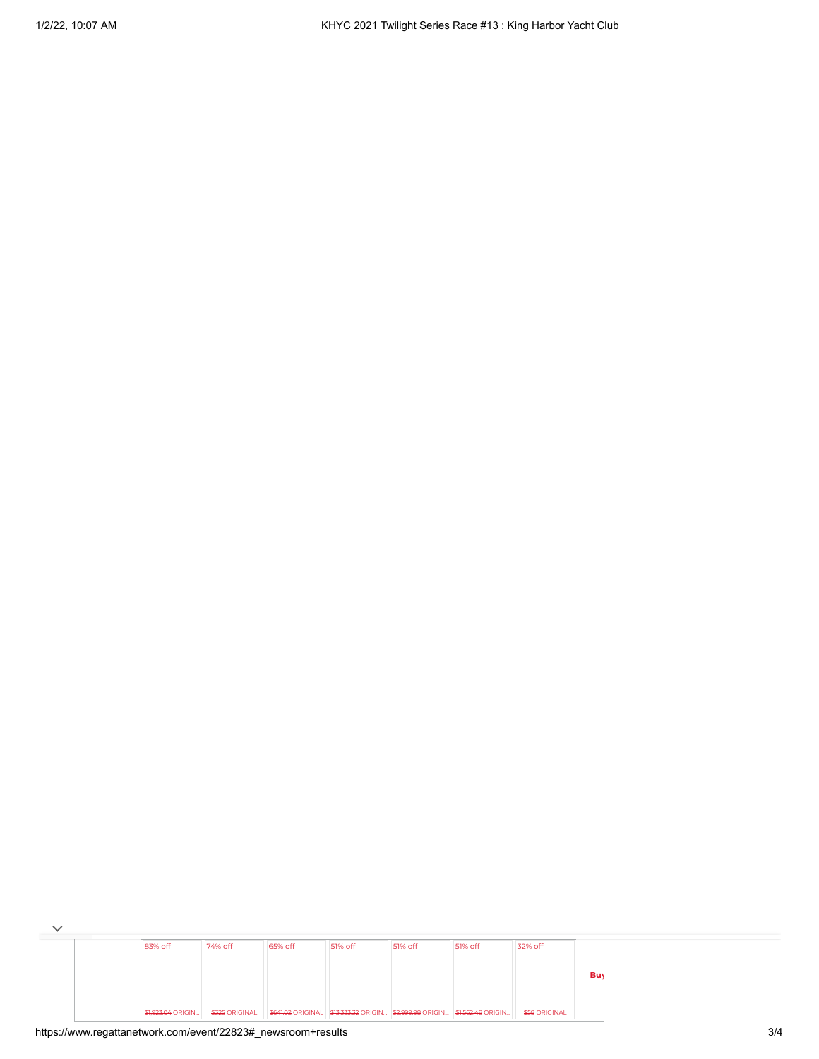| 83% off | 74% off | 65% off | 51% off | 51% off | 51% off | 32% off |
|---|---|---|---|---|---|---|
| ~~$1,923.04~~ ORIGIN... | ~~$325~~ ORIGINAL | ~~$641.02~~ ORIGINAL | ~~$13,333.32~~ ORIGIN... | ~~$2,999.98~~ ORIGIN... | ~~$1,562.48~~ ORIGIN... | ~~$58~~ ORIGINAL |

**Buy**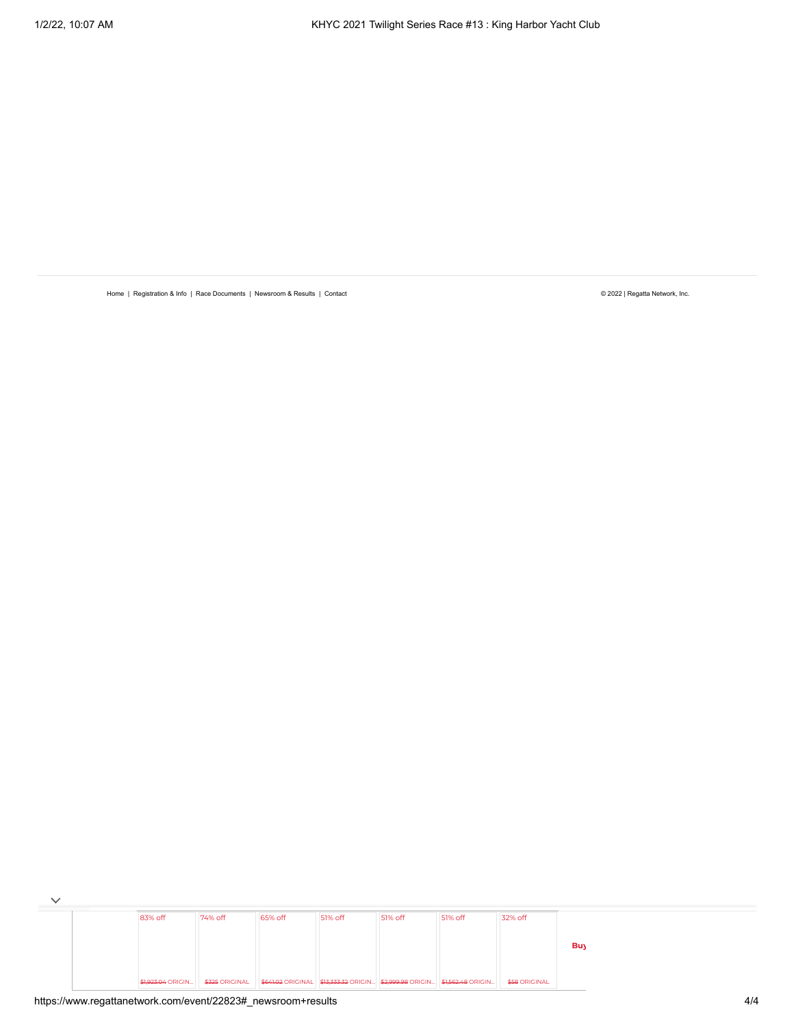Home | Registration & Info | Race Documents | Newsroom & Results | Contact

© 2022 | Regatta Network, Inc.

83% off

74% off

65% off

51% off

51% off

51% off

32% off

Buy

~~$1,923.04~~ ORIGIN...

~~$325~~ ORIGINAL

~~$641.02~~ ORIGINAL

~~$13,333.32~~ ORIGIN...

~~$2,999.98~~ ORIGIN...

~~$1,562.48~~ ORIGIN...

~~$58~~ ORIGINAL